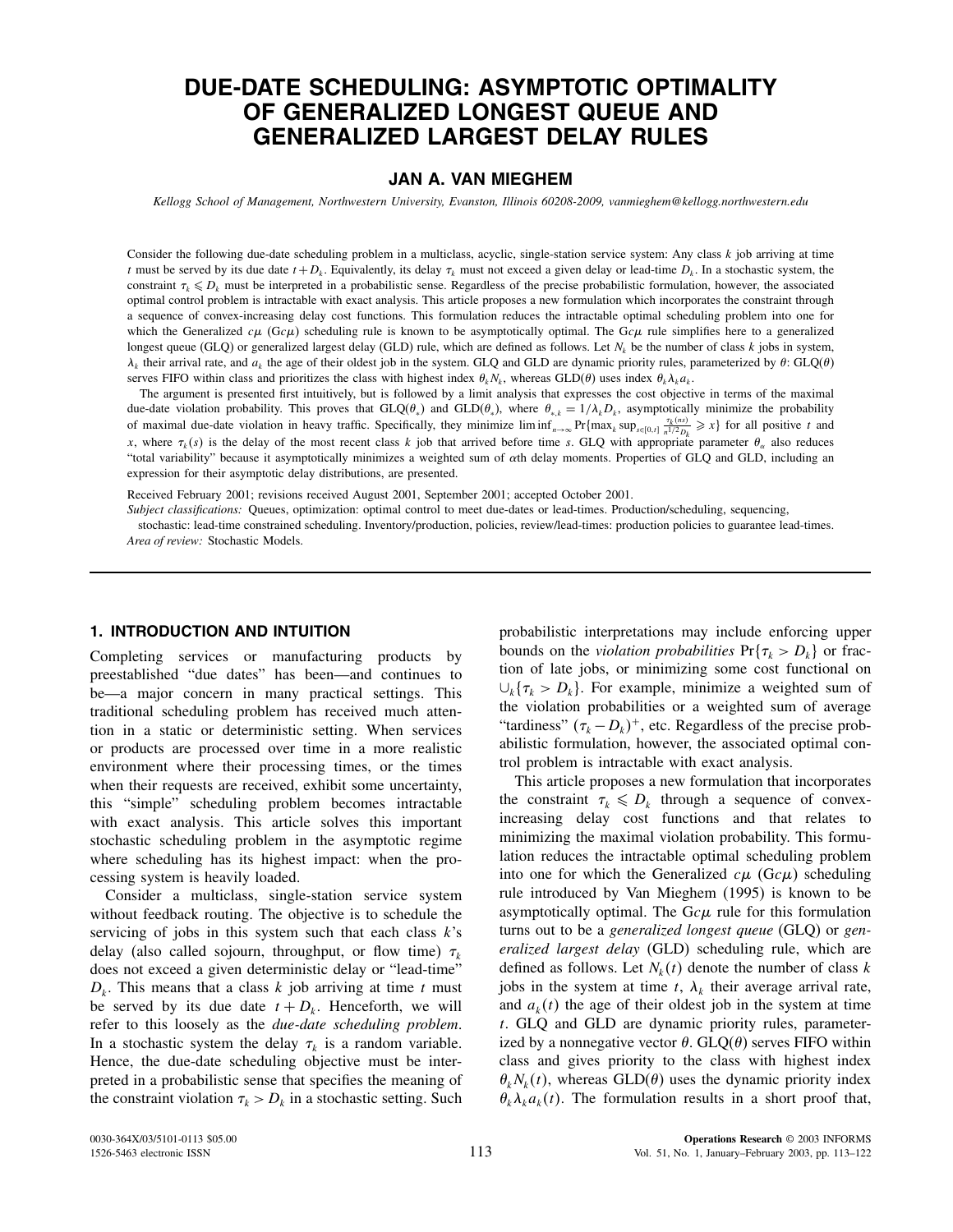# DUE-DATE SCHEDULING: ASYMPTOTIC OPTIMALITY OF GENERALIZED LONGEST QUEUE AND GENERALIZED LARGEST DELAY RULES

**JAN A. VAN MIEGHEM**

*Kellogg School of Management, Northwestern University, Evanston, Illinois 60208-2009, vanmieghem@kellogg.northwestern.edu*

Consider the following due-date scheduling problem in a multiclass, acyclic, single-station service system: Any class $k$ job arriving at time $t$ must be served by its due date $t+D_k$. Equivalently, its delay $\tau_k$ must not exceed a given delay or lead-time $D_k$. In a stochastic system, the constraint $\tau_k \leqslant D_k$ must be interpreted in a probabilistic sense. Regardless of the precise probabilistic formulation, however, the associated optimal control problem is intractable with exact analysis. This article proposes a new formulation which incorporates the constraint through a sequence of convex-increasing delay cost functions. This formulation reduces the intractable optimal scheduling problem into one for which the Generalized $c\mu$ (G$c\mu$) scheduling rule is known to be asymptotically optimal. The G$c\mu$ rule simplifies here to a generalized longest queue (GLQ) or generalized largest delay (GLD) rule, which are defined as follows. Let $N_k$ be the number of class $k$ jobs in system, $\lambda_k$ their arrival rate, and $a_k$ the age of their oldest job in the system. GLQ and GLD are dynamic priority rules, parameterized by $\theta$: GLQ($\theta$) serves FIFO within class and prioritizes the class with highest index $\theta_k N_k$, whereas GLD($\theta$) uses index $\theta_k \lambda_k a_k$.

The argument is presented first intuitively, but is followed by a limit analysis that expresses the cost objective in terms of the maximal due-date violation probability. This proves that GLQ($\theta_*$) and GLD($\theta_*$), where $\theta_{*,k} = 1/\lambda_k D_k$, asymptotically minimize the probability of maximal due-date violation in heavy traffic. Specifically, they minimize $\liminf_{n\to\infty} \Pr\{\max_k \sup_{s\in[0,t]} \frac{\tau_k(ns)}{n^{1/2}D_k} \geqslant x\}$ for all positive $t$ and $x$, where $\tau_k(s)$ is the delay of the most recent class $k$ job that arrived before time $s$. GLQ with appropriate parameter $\theta_\alpha$ also reduces "total variability" because it asymptotically minimizes a weighted sum of $\alpha$th delay moments. Properties of GLQ and GLD, including an expression for their asymptotic delay distributions, are presented.

Received February 2001; revisions received August 2001, September 2001; accepted October 2001.

*Subject classifications:* Queues, optimization: optimal control to meet due-dates or lead-times. Production/scheduling, sequencing, stochastic: lead-time constrained scheduling. Inventory/production, policies, review/lead-times: production policies to guarantee lead-times.

*Area of review:* Stochastic Models.

## 1. INTRODUCTION AND INTUITION

Completing services or manufacturing products by preestablished "due dates" has been—and continues to be—a major concern in many practical settings. This traditional scheduling problem has received much attention in a static or deterministic setting. When services or products are processed over time in a more realistic environment where their processing times, or the times when their requests are received, exhibit some uncertainty, this "simple" scheduling problem becomes intractable with exact analysis. This article solves this important stochastic scheduling problem in the asymptotic regime where scheduling has its highest impact: when the processing system is heavily loaded.

Consider a multiclass, single-station service system without feedback routing. The objective is to schedule the servicing of jobs in this system such that each class $k$'s delay (also called sojourn, throughput, or flow time) $\tau_k$ does not exceed a given deterministic delay or "lead-time" $D_k$. This means that a class $k$ job arriving at time $t$ must be served by its due date $t+D_k$. Henceforth, we will refer to this loosely as the *due-date scheduling problem*. In a stochastic system the delay $\tau_k$ is a random variable. Hence, the due-date scheduling objective must be interpreted in a probabilistic sense that specifies the meaning of the constraint violation $\tau_k > D_k$ in a stochastic setting. Such probabilistic interpretations may include enforcing upper bounds on the *violation probabilities* $\Pr\{\tau_k > D_k\}$ or fraction of late jobs, or minimizing some cost functional on $\cup_k\{\tau_k > D_k\}$. For example, minimize a weighted sum of the violation probabilities or a weighted sum of average "tardiness" $(\tau_k - D_k)^+$, etc. Regardless of the precise probabilistic formulation, however, the associated optimal control problem is intractable with exact analysis.

This article proposes a new formulation that incorporates the constraint $\tau_k \leqslant D_k$ through a sequence of convex-increasing delay cost functions and that relates to minimizing the maximal violation probability. This formulation reduces the intractable optimal scheduling problem into one for which the Generalized $c\mu$ (G$c\mu$) scheduling rule introduced by Van Mieghem (1995) is known to be asymptotically optimal. The G$c\mu$ rule for this formulation turns out to be a *generalized longest queue* (GLQ) or *generalized largest delay* (GLD) scheduling rule, which are defined as follows. Let $N_k(t)$ denote the number of class $k$ jobs in the system at time $t$, $\lambda_k$ their average arrival rate, and $a_k(t)$ the age of their oldest job in the system at time $t$. GLQ and GLD are dynamic priority rules, parameterized by a nonnegative vector $\theta$. GLQ($\theta$) serves FIFO within class and gives priority to the class with highest index $\theta_k N_k(t)$, whereas GLD($\theta$) uses the dynamic priority index $\theta_k \lambda_k a_k(t)$. The formulation results in a short proof that,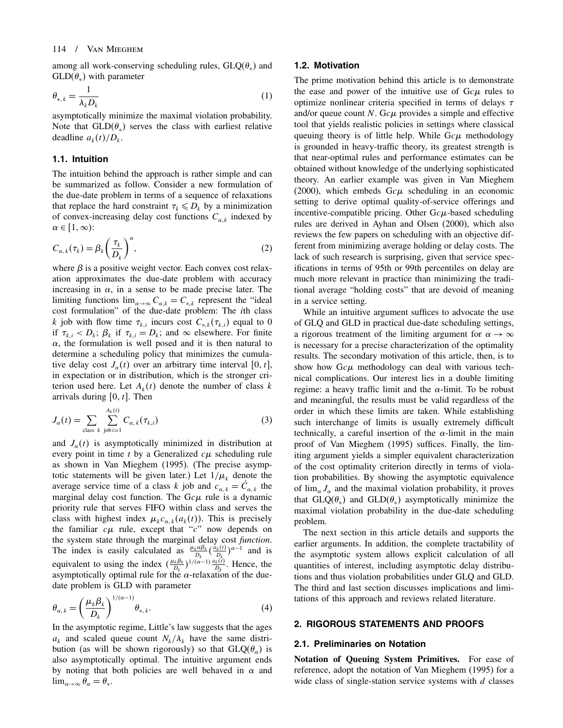among all work-conserving scheduling rules, GLQ($\theta_*$) and GLD($\theta_*$) with parameter

$$\theta_{*,k} = \frac{1}{\lambda_k D_k} \tag{1}$$

asymptotically minimize the maximal violation probability. Note that GLD($\theta_*$) serves the class with earliest relative deadline $a_k(t)/D_k$.

### 1.1. Intuition

The intuition behind the approach is rather simple and can be summarized as follow. Consider a new formulation of the due-date problem in terms of a sequence of relaxations that replace the hard constraint $\tau_k \leqslant D_k$ by a minimization of convex-increasing delay cost functions $C_{\alpha,k}$ indexed by $\alpha \in [1, \infty)$:

$$C_{\alpha,k}(\tau_k) = \beta_k \left(\frac{\tau_k}{D_k}\right)^{\alpha}, \tag{2}$$

where $\beta$ is a positive weight vector. Each convex cost relaxation approximates the due-date problem with accuracy increasing in $\alpha$, in a sense to be made precise later. The limiting functions $\lim_{\alpha\to\infty} C_{\alpha,k} = C_{*,k}$ represent the "ideal cost formulation" of the due-date problem: The $i$th class $k$ job with flow time $\tau_{k,i}$ incurs cost $C_{*,k}(\tau_{k,i})$ equal to 0 if $\tau_{k,i} < D_k$; $\beta_k$ if $\tau_{k,i} = D_k$; and $\infty$ elsewhere. For finite $\alpha$, the formulation is well posed and it is then natural to determine a scheduling policy that minimizes the cumulative delay cost $J_\alpha(t)$ over an arbitrary time interval $[0, t]$, in expectation or in distribution, which is the stronger criterion used here. Let $A_k(t)$ denote the number of class $k$ arrivals during $[0, t]$. Then

$$J_\alpha(t) = \sum_{\text{class } k} \sum_{\text{job } i=1}^{A_k(t)} C_{\alpha,k}(\tau_{k,i}) \tag{3}$$

and $J_\alpha(t)$ is asymptotically minimized in distribution at every point in time $t$ by a Generalized $c\mu$ scheduling rule as shown in Van Mieghem (1995). (The precise asymptotic statements will be given later.) Let $1/\mu_k$ denote the average service time of a class $k$ job and $c_{\alpha,k} = \dot{C}_{\alpha,k}$ the marginal delay cost function. The G$c\mu$ rule is a dynamic priority rule that serves FIFO within class and serves the class with highest index $\mu_k c_{\alpha,k}(a_k(t))$. This is precisely the familiar $c\mu$ rule, except that "$c$" now depends on the system state through the marginal delay cost *function*. The index is easily calculated as $\frac{\mu_k \alpha \beta_k}{D_k}\left(\frac{a_k(t)}{D_k}\right)^{\alpha-1}$ and is equivalent to using the index $\left(\frac{\mu_k \beta_k}{D_k}\right)^{1/(\alpha-1)} \frac{a_k(t)}{D_k}$. Hence, the asymptotically optimal rule for the $\alpha$-relaxation of the due-date problem is GLD with parameter

$$\theta_{\alpha,k} = \left(\frac{\mu_k \beta_k}{D_k}\right)^{1/(\alpha-1)} \theta_{*,k}. \tag{4}$$

In the asymptotic regime, Little's law suggests that the ages $a_k$ and scaled queue count $N_k/\lambda_k$ have the same distribution (as will be shown rigorously) so that GLQ($\theta_\alpha$) is also asymptotically optimal. The intuitive argument ends by noting that both policies are well behaved in $\alpha$ and $\lim_{\alpha\to\infty} \theta_\alpha = \theta_*$.

### 1.2. Motivation

The prime motivation behind this article is to demonstrate the ease and power of the intuitive use of G$c\mu$ rules to optimize nonlinear criteria specified in terms of delays $\tau$ and/or queue count $N$. G$c\mu$ provides a simple and effective tool that yields realistic policies in settings where classical queuing theory is of little help. While G$c\mu$ methodology is grounded in heavy-traffic theory, its greatest strength is that near-optimal rules and performance estimates can be obtained without knowledge of the underlying sophisticated theory. An earlier example was given in Van Mieghem (2000), which embeds G$c\mu$ scheduling in an economic setting to derive optimal quality-of-service offerings and incentive-compatible pricing. Other G$c\mu$-based scheduling rules are derived in Ayhan and Olsen (2000), which also reviews the few papers on scheduling with an objective different from minimizing average holding or delay costs. The lack of such research is surprising, given that service specifications in terms of 95th or 99th percentiles on delay are much more relevant in practice than minimizing the traditional average "holding costs" that are devoid of meaning in a service setting.

While an intuitive argument suffices to advocate the use of GLQ and GLD in practical due-date scheduling settings, a rigorous treatment of the limiting argument for $\alpha \to \infty$ is necessary for a precise characterization of the optimality results. The secondary motivation of this article, then, is to show how G$c\mu$ methodology can deal with various technical complications. Our interest lies in a double limiting regime: a heavy traffic limit and the $\alpha$-limit. To be robust and meaningful, the results must be valid regardless of the order in which these limits are taken. While establishing such interchange of limits is usually extremely difficult technically, a careful insertion of the $\alpha$-limit in the main proof of Van Mieghem (1995) suffices. Finally, the limiting argument yields a simpler equivalent characterization of the cost optimality criterion directly in terms of violation probabilities. By showing the asymptotic equivalence of $\lim_\alpha J_\alpha$ and the maximal violation probability, it proves that GLQ($\theta_*$) and GLD($\theta_*$) asymptotically minimize the maximal violation probability in the due-date scheduling problem.

The next section in this article details and supports the earlier arguments. In addition, the complete tractability of the asymptotic system allows explicit calculation of all quantities of interest, including asymptotic delay distributions and thus violation probabilities under GLQ and GLD. The third and last section discusses implications and limitations of this approach and reviews related literature.

## 2. RIGOROUS STATEMENTS AND PROOFS

### 2.1. Preliminaries on Notation

**Notation of Queuing System Primitives.** For ease of reference, adopt the notation of Van Mieghem (1995) for a wide class of single-station service systems with $d$ classes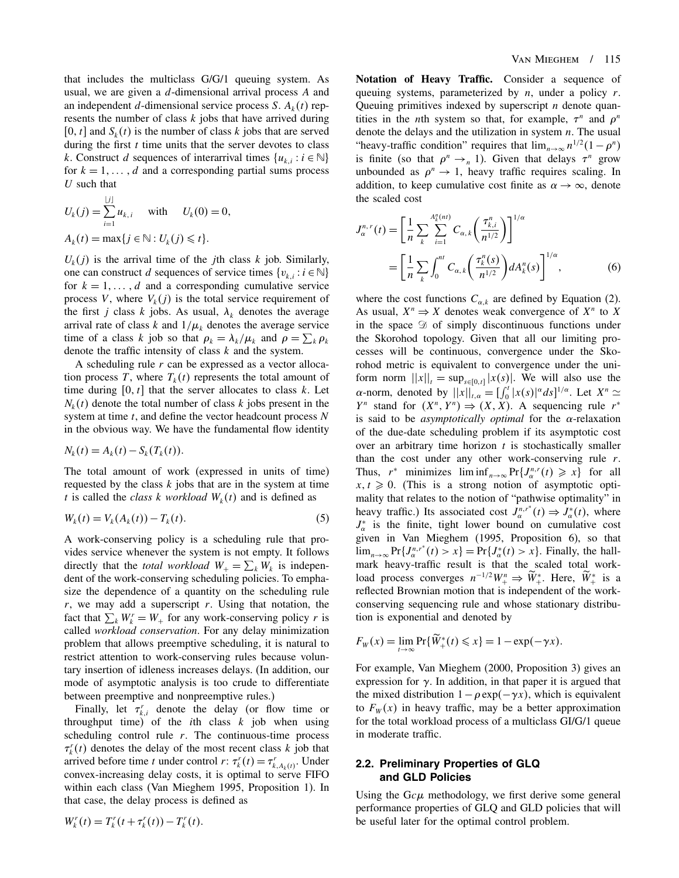that includes the multiclass G/G/1 queuing system. As usual, we are given a $d$-dimensional arrival process $A$ and an independent $d$-dimensional service process $S$. $A_k(t)$ represents the number of class $k$ jobs that have arrived during $[0, t]$ and $S_k(t)$ is the number of class $k$ jobs that are served during the first $t$ time units that the server devotes to class $k$. Construct $d$ sequences of interarrival times $\{u_{k,i} : i \in \mathbb{N}\}$ for $k = 1, \ldots, d$ and a corresponding partial sums process $U$ such that

$$U_k(j) = \sum_{i=1}^{\lfloor j \rfloor} u_{k,i} \quad \text{with} \quad U_k(0) = 0,$$

$$A_k(t) = \max\{j \in \mathbb{N} : U_k(j) \leqslant t\}.$$

$U_k(j)$ is the arrival time of the $j$th class $k$ job. Similarly, one can construct $d$ sequences of service times $\{v_{k,i} : i \in \mathbb{N}\}$ for $k = 1, \ldots, d$ and a corresponding cumulative service process $V$, where $V_k(j)$ is the total service requirement of the first $j$ class $k$ jobs. As usual, $\lambda_k$ denotes the average arrival rate of class $k$ and $1/\mu_k$ denotes the average service time of a class $k$ job so that $\rho_k = \lambda_k/\mu_k$ and $\rho = \sum_k \rho_k$ denote the traffic intensity of class $k$ and the system.

A scheduling rule $r$ can be expressed as a vector allocation process $T$, where $T_k(t)$ represents the total amount of time during $[0, t]$ that the server allocates to class $k$. Let $N_k(t)$ denote the total number of class $k$ jobs present in the system at time $t$, and define the vector headcount process $N$ in the obvious way. We have the fundamental flow identity

$$N_k(t) = A_k(t) - S_k(T_k(t)).$$

The total amount of work (expressed in units of time) requested by the class $k$ jobs that are in the system at time $t$ is called the *class k workload* $W_k(t)$ and is defined as

$$W_k(t) = V_k(A_k(t)) - T_k(t). \tag{5}$$

A work-conserving policy is a scheduling rule that provides service whenever the system is not empty. It follows directly that the *total workload* $W_+ = \sum_k W_k$ is independent of the work-conserving scheduling policies. To emphasize the dependence of a quantity on the scheduling rule $r$, we may add a superscript $r$. Using that notation, the fact that $\sum_k W_k^r = W_+$ for any work-conserving policy $r$ is called *workload conservation*. For any delay minimization problem that allows preemptive scheduling, it is natural to restrict attention to work-conserving rules because voluntary insertion of idleness increases delays. (In addition, our mode of asymptotic analysis is too crude to differentiate between preemptive and nonpreemptive rules.)

Finally, let $\tau_{k,i}^r$ denote the delay (or flow time or throughput time) of the $i$th class $k$ job when using scheduling control rule $r$. The continuous-time process $\tau_k^r(t)$ denotes the delay of the most recent class $k$ job that arrived before time $t$ under control $r$: $\tau_k^r(t) = \tau_{k,A_k(t)}^r$. Under convex-increasing delay costs, it is optimal to serve FIFO within each class (Van Mieghem 1995, Proposition 1). In that case, the delay process is defined as

$$W_k^r(t) = T_k^r(t + \tau_k^r(t)) - T_k^r(t).$$

**Notation of Heavy Traffic.** Consider a sequence of queuing systems, parameterized by $n$, under a policy $r$. Queuing primitives indexed by superscript $n$ denote quantities in the $n$th system so that, for example, $\tau^n$ and $\rho^n$ denote the delays and the utilization in system $n$. The usual "heavy-traffic condition" requires that $\lim_{n\to\infty} n^{1/2}(1-\rho^n)$ is finite (so that $\rho^n \to_n 1$). Given that delays $\tau^n$ grow unbounded as $\rho^n \to 1$, heavy traffic requires scaling. In addition, to keep cumulative cost finite as $\alpha \to \infty$, denote the scaled cost

$$\begin{aligned} J_\alpha^{n,r}(t) &= \left[\frac{1}{n}\sum_k \sum_{i=1}^{A_k^n(nt)} C_{\alpha,k}\left(\frac{\tau_{k,i}^n}{n^{1/2}}\right)\right]^{1/\alpha} \\ &= \left[\frac{1}{n}\sum_k \int_0^{nt} C_{\alpha,k}\left(\frac{\tau_k^n(s)}{n^{1/2}}\right) dA_k^n(s)\right]^{1/\alpha}, \end{aligned} \tag{6}$$

where the cost functions $C_{\alpha,k}$ are defined by Equation (2). As usual, $X^n \Rightarrow X$ denotes weak convergence of $X^n$ to $X$ in the space $\mathcal{D}$ of simply discontinuous functions under the Skorohod topology. Given that all our limiting processes will be continuous, convergence under the Skorohod metric is equivalent to convergence under the uniform norm $\|x\|_t = \sup_{s\in[0,t]} |x(s)|$. We will also use the $\alpha$-norm, denoted by $\|x\|_{t,\alpha} = [\int_0^t |x(s)|^\alpha ds]^{1/\alpha}$. Let $X^n \simeq Y^n$ stand for $(X^n, Y^n) \Rightarrow (X, X)$. A sequencing rule $r^*$ is said to be *asymptotically optimal* for the $\alpha$-relaxation of the due-date scheduling problem if its asymptotic cost over an arbitrary time horizon $t$ is stochastically smaller than the cost under any other work-conserving rule $r$. Thus, $r^*$ minimizes $\liminf_{n\to\infty} \Pr\{J_\alpha^{n,r}(t) \geqslant x\}$ for all $x, t \geqslant 0$. (This is a strong notion of asymptotic optimality that relates to the notion of "pathwise optimality" in heavy traffic.) Its associated cost $J_\alpha^{n,r^*}(t) \Rightarrow J_\alpha^*(t)$, where $J_\alpha^*$ is the finite, tight lower bound on cumulative cost given in Van Mieghem (1995, Proposition 6), so that $\lim_{n\to\infty} \Pr\{J_\alpha^{n,r^*}(t) > x\} = \Pr\{J_\alpha^*(t) > x\}$. Finally, the hallmark heavy-traffic result is that the scaled total workload process converges $n^{-1/2} W_+^n \Rightarrow \widetilde{W}_+^*$. Here, $\widetilde{W}_+^*$ is a reflected Brownian motion that is independent of the work-conserving sequencing rule and whose stationary distribution is exponential and denoted by

$$F_W(x) = \lim_{t\to\infty} \Pr\{\widetilde{W}_+^*(t) \leqslant x\} = 1 - \exp(-\gamma x).$$

For example, Van Mieghem (2000, Proposition 3) gives an expression for $\gamma$. In addition, in that paper it is argued that the mixed distribution $1 - \rho\exp(-\gamma x)$, which is equivalent to $F_W(x)$ in heavy traffic, may be a better approximation for the total workload process of a multiclass GI/G/1 queue in moderate traffic.

## 2.2. Preliminary Properties of GLQ and GLD Policies

Using the G$c\mu$ methodology, we first derive some general performance properties of GLQ and GLD policies that will be useful later for the optimal control problem.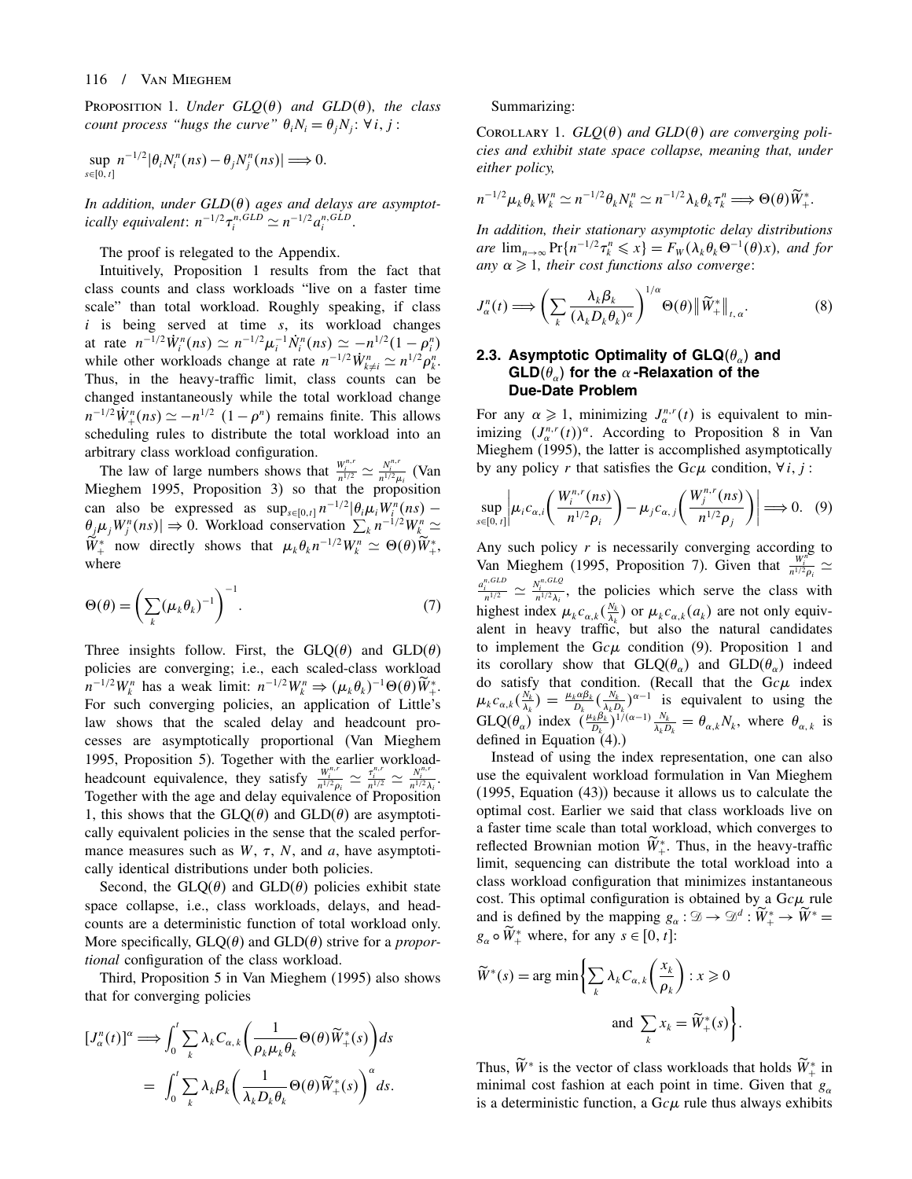**Proposition 1.** *Under GLQ($\theta$) and GLD($\theta$), the class count process "hugs the curve" $\theta_i N_i = \theta_j N_j$: $\forall\, i, j$ :*

$$\sup_{s\in[0,t]} n^{-1/2}|\theta_i N_i^n(ns) - \theta_j N_j^n(ns)| \Longrightarrow 0.$$

*In addition, under GLD($\theta$) ages and delays are asymptotically equivalent: $n^{-1/2}\tau_i^{n,GLD} \simeq n^{-1/2} a_i^{n,GLD}$.*

The proof is relegated to the Appendix.

Intuitively, Proposition 1 results from the fact that class counts and class workloads "live on a faster time scale" than total workload. Roughly speaking, if class $i$ is being served at time $s$, its workload changes at rate $n^{-1/2}\dot{W}_i^n(ns) \simeq n^{-1/2}\mu_i^{-1}\dot{N}_i^n(ns) \simeq -n^{1/2}(1-\rho_i^n)$ while other workloads change at rate $n^{-1/2}\dot{W}_{k\neq i}^n \simeq n^{1/2}\rho_k^n$. Thus, in the heavy-traffic limit, class counts can be changed instantaneously while the total workload change $n^{-1/2}\dot{W}_+^n(ns) \simeq -n^{1/2}\ (1-\rho^n)$ remains finite. This allows scheduling rules to distribute the total workload into an arbitrary class workload configuration.

The law of large numbers shows that $\frac{W_i^{n,r}}{n^{1/2}} \simeq \frac{N_i^{n,r}}{n^{1/2}\mu_i}$ (Van Mieghem 1995, Proposition 3) so that the proposition can also be expressed as $\sup_{s\in[0,t]} n^{-1/2}|\theta_i\mu_i W_i^n(ns) - \theta_j\mu_j W_j^n(ns)| \Rightarrow 0$. Workload conservation $\sum_k n^{-1/2}W_k^n \simeq \widetilde{W}_+^*$ now directly shows that $\mu_k\theta_k n^{-1/2}W_k^n \simeq \Theta(\theta)\widetilde{W}_+^*$, where

$$\Theta(\theta) = \left(\sum_k (\mu_k\theta_k)^{-1}\right)^{-1}. \tag{7}$$

Three insights follow. First, the GLQ($\theta$) and GLD($\theta$) policies are converging; i.e., each scaled-class workload $n^{-1/2}W_k^n$ has a weak limit: $n^{-1/2}W_k^n \Rightarrow (\mu_k\theta_k)^{-1}\Theta(\theta)\widetilde{W}_+^*$. For such converging policies, an application of Little's law shows that the scaled delay and headcount processes are asymptotically proportional (Van Mieghem 1995, Proposition 5). Together with the earlier workload-headcount equivalence, they satisfy $\frac{W_i^{n,r}}{n^{1/2}\rho_i} \simeq \frac{\tau_i^{n,r}}{n^{1/2}} \simeq \frac{N_i^{n,r}}{n^{1/2}\lambda_i}$. Together with the age and delay equivalence of Proposition 1, this shows that the GLQ($\theta$) and GLD($\theta$) are asymptotically equivalent policies in the sense that the scaled performance measures such as $W$, $\tau$, $N$, and $a$, have asymptotically identical distributions under both policies.

Second, the GLQ($\theta$) and GLD($\theta$) policies exhibit state space collapse, i.e., class workloads, delays, and headcounts are a deterministic function of total workload only. More specifically, GLQ($\theta$) and GLD($\theta$) strive for a *proportional* configuration of the class workload.

Third, Proposition 5 in Van Mieghem (1995) also shows that for converging policies

$$\begin{aligned}
[J_\alpha^n(t)]^\alpha &\Longrightarrow \int_0^t \sum_k \lambda_k C_{\alpha,k}\left(\frac{1}{\rho_k\mu_k\theta_k}\Theta(\theta)\widetilde{W}_+^*(s)\right)ds \\
&= \int_0^t \sum_k \lambda_k\beta_k\left(\frac{1}{\lambda_k D_k\theta_k}\Theta(\theta)\widetilde{W}_+^*(s)\right)^\alpha ds.
\end{aligned}$$

Summarizing:

**Corollary 1.** *GLQ($\theta$) and GLD($\theta$) are converging policies and exhibit state space collapse, meaning that, under either policy,*

$$n^{-1/2}\mu_k\theta_k W_k^n \simeq n^{-1/2}\theta_k N_k^n \simeq n^{-1/2}\lambda_k\theta_k\tau_k^n \Longrightarrow \Theta(\theta)\widetilde{W}_+^*.$$

*In addition, their stationary asymptotic delay distributions are $\lim_{n\to\infty}\Pr\{n^{-1/2}\tau_k^n \leqslant x\} = F_W(\lambda_k\theta_k\Theta^{-1}(\theta)x)$, and for any $\alpha \geqslant 1$, their cost functions also converge*:

$$J_\alpha^n(t) \Longrightarrow \left(\sum_k \frac{\lambda_k\beta_k}{(\lambda_k D_k\theta_k)^\alpha}\right)^{1/\alpha}\Theta(\theta)\left\|\widetilde{W}_+^*\right\|_{t,\alpha}. \tag{8}$$

### 2.3. Asymptotic Optimality of GLQ($\theta_\alpha$) and GLD($\theta_\alpha$) for the $\alpha$-Relaxation of the Due-Date Problem

For any $\alpha \geqslant 1$, minimizing $J_\alpha^{n,r}(t)$ is equivalent to minimizing $(J_\alpha^{n,r}(t))^\alpha$. According to Proposition 8 in Van Mieghem (1995), the latter is accomplished asymptotically by any policy $r$ that satisfies the G$c\mu$ condition, $\forall\, i, j$ :

$$\sup_{s\in[0,t]}\left|\mu_i c_{\alpha,i}\left(\frac{W_i^{n,r}(ns)}{n^{1/2}\rho_i}\right) - \mu_j c_{\alpha,j}\left(\frac{W_j^{n,r}(ns)}{n^{1/2}\rho_j}\right)\right| \Longrightarrow 0. \tag{9}$$

Any such policy $r$ is necessarily converging according to Van Mieghem (1995, Proposition 7). Given that $\frac{W_i^{n}}{n^{1/2}\rho_i} \simeq \frac{a_i^{n,GLD}}{n^{1/2}} \simeq \frac{N_i^{n,GLQ}}{n^{1/2}\lambda_i}$, the policies which serve the class with highest index $\mu_k c_{\alpha,k}(\frac{N_k}{\lambda_k})$ or $\mu_k c_{\alpha,k}(a_k)$ are not only equivalent in heavy traffic, but also the natural candidates to implement the G$c\mu$ condition (9). Proposition 1 and its corollary show that GLQ($\theta_\alpha$) and GLD($\theta_\alpha$) indeed do satisfy that condition. (Recall that the G$c\mu$ index $\mu_k c_{\alpha,k}(\frac{N_k}{\lambda_k}) = \frac{\mu_k\alpha\beta_k}{D_k}(\frac{N_k}{\lambda_k D_k})^{\alpha-1}$ is equivalent to using the GLQ($\theta_\alpha$) index $(\frac{\mu_k\beta_k}{D_k})^{1/(\alpha-1)}\frac{N_k}{\lambda_k D_k} = \theta_{\alpha,k}N_k$, where $\theta_{\alpha,k}$ is defined in Equation (4).)

Instead of using the index representation, one can also use the equivalent workload formulation in Van Mieghem (1995, Equation (43)) because it allows us to calculate the optimal cost. Earlier we said that class workloads live on a faster time scale than total workload, which converges to reflected Brownian motion $\widetilde{W}_+^*$. Thus, in the heavy-traffic limit, sequencing can distribute the total workload into a class workload configuration that minimizes instantaneous cost. This optimal configuration is obtained by a G$c\mu$ rule and is defined by the mapping $g_\alpha : \mathcal{D} \to \mathcal{D}^d : \widetilde{W}_+^* \to \widetilde{W}^* = g_\alpha \circ \widetilde{W}_+^*$ where, for any $s \in [0, t]$:

$$\widetilde{W}^*(s) = \arg\min\left\{\sum_k \lambda_k C_{\alpha,k}\left(\frac{x_k}{\rho_k}\right) : x \geqslant 0 \text{ and } \sum_k x_k = \widetilde{W}_+^*(s)\right\}.$$

Thus, $\widetilde{W}^*$ is the vector of class workloads that holds $\widetilde{W}_+^*$ in minimal cost fashion at each point in time. Given that $g_\alpha$ is a deterministic function, a G$c\mu$ rule thus always exhibits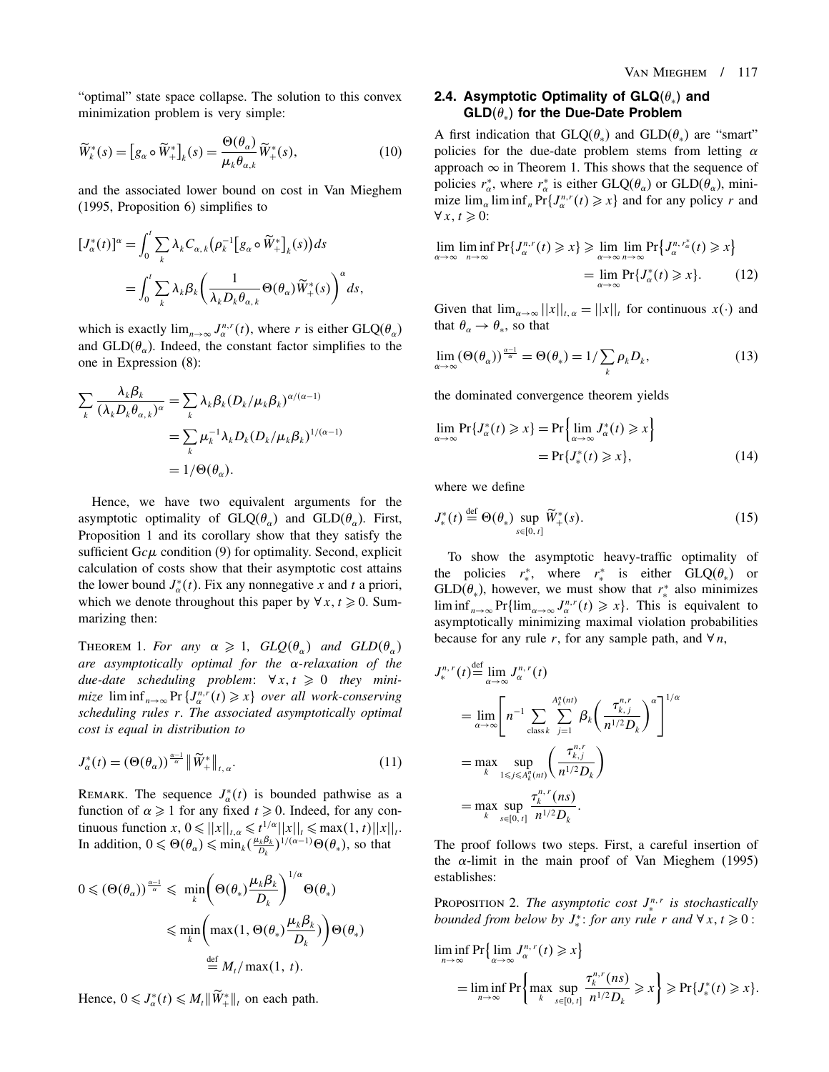"optimal" state space collapse. The solution to this convex minimization problem is very simple:

$$\widetilde{W}_k^*(s) = \left[g_\alpha \circ \widetilde{W}_+^*\right]_k(s) = \frac{\Theta(\theta_\alpha)}{\mu_k \theta_{\alpha,k}} \widetilde{W}_+^*(s), \tag{10}$$

and the associated lower bound on cost in Van Mieghem (1995, Proposition 6) simplifies to

$$\begin{aligned}
[J_\alpha^*(t)]^\alpha &= \int_0^t \sum_k \lambda_k C_{\alpha,k}\left(\rho_k^{-1}\left[g_\alpha \circ \widetilde{W}_+^*\right]_k(s)\right) ds \\
&= \int_0^t \sum_k \lambda_k \beta_k \left(\frac{1}{\lambda_k D_k \theta_{\alpha,k}} \Theta(\theta_\alpha) \widetilde{W}_+^*(s)\right)^\alpha ds,
\end{aligned}$$

which is exactly $\lim_{n\to\infty} J_\alpha^{n,r}(t)$, where $r$ is either GLQ($\theta_\alpha$) and GLD($\theta_\alpha$). Indeed, the constant factor simplifies to the one in Expression (8):

$$\begin{aligned}
\sum_k \frac{\lambda_k \beta_k}{(\lambda_k D_k \theta_{\alpha,k})^\alpha} &= \sum_k \lambda_k \beta_k (D_k/\mu_k \beta_k)^{\alpha/(\alpha-1)} \\
&= \sum_k \mu_k^{-1} \lambda_k D_k (D_k/\mu_k \beta_k)^{1/(\alpha-1)} \\
&= 1/\Theta(\theta_\alpha).
\end{aligned}$$

Hence, we have two equivalent arguments for the asymptotic optimality of GLQ($\theta_\alpha$) and GLD($\theta_\alpha$). First, Proposition 1 and its corollary show that they satisfy the sufficient G$c\mu$ condition (9) for optimality. Second, explicit calculation of costs show that their asymptotic cost attains the lower bound $J_\alpha^*(t)$. Fix any nonnegative $x$ and $t$ a priori, which we denote throughout this paper by $\forall x, t \geqslant 0$. Summarizing then:

Theorem 1. *For any $\alpha \geqslant 1$, GLQ($\theta_\alpha$) and GLD($\theta_\alpha$) are asymptotically optimal for the $\alpha$-relaxation of the due-date scheduling problem: $\forall x, t \geqslant 0$ they minimize $\liminf_{n\to\infty} \Pr\{J_\alpha^{n,r}(t) \geqslant x\}$ over all work-conserving scheduling rules $r$. The associated asymptotically optimal cost is equal in distribution to*

$$J_\alpha^*(t) = (\Theta(\theta_\alpha))^{\frac{\alpha-1}{\alpha}} \left\| \widetilde{W}_+^* \right\|_{t,\alpha}. \tag{11}$$

Remark. The sequence $J_\alpha^*(t)$ is bounded pathwise as a function of $\alpha \geqslant 1$ for any fixed $t \geqslant 0$. Indeed, for any continuous function $x$, $0 \leqslant ||x||_{t,\alpha} \leqslant t^{1/\alpha} ||x||_t \leqslant \max(1,t) ||x||_t$. In addition, $0 \leqslant \Theta(\theta_\alpha) \leqslant \min_k (\frac{\mu_k \beta_k}{D_k})^{1/(\alpha-1)} \Theta(\theta_*)$, so that

$$\begin{aligned}
0 \leqslant (\Theta(\theta_\alpha))^{\frac{\alpha-1}{\alpha}} &\leqslant \min_k \left(\Theta(\theta_*) \frac{\mu_k \beta_k}{D_k}\right)^{1/\alpha} \Theta(\theta_*) \\
&\leqslant \min_k \left(\max(1, \Theta(\theta_*) \frac{\mu_k \beta_k}{D_k})\right) \Theta(\theta_*) \\
&\stackrel{\text{def}}{=} M_t / \max(1,t).
\end{aligned}$$

Hence, $0 \leqslant J_\alpha^*(t) \leqslant M_t \|\widetilde{W}_+^*\|_t$ on each path.

## 2.4. Asymptotic Optimality of GLQ($\theta_*$) and GLD($\theta_*$) for the Due-Date Problem

A first indication that GLQ($\theta_*$) and GLD($\theta_*$) are "smart" policies for the due-date problem stems from letting $\alpha$ approach $\infty$ in Theorem 1. This shows that the sequence of policies $r_\alpha^*$, where $r_\alpha^*$ is either GLQ($\theta_\alpha$) or GLD($\theta_\alpha$), minimize $\lim_\alpha \liminf_n \Pr\{J_\alpha^{n,r}(t) \geqslant x\}$ and for any policy $r$ and $\forall x, t \geqslant 0$:

$$\begin{aligned}
\lim_{\alpha\to\infty} \liminf_{n\to\infty} \Pr\{J_\alpha^{n,r}(t) \geqslant x\} &\geqslant \lim_{\alpha\to\infty} \lim_{n\to\infty} \Pr\left\{J_\alpha^{n,r_\alpha^*}(t) \geqslant x\right\} \\
&= \lim_{\alpha\to\infty} \Pr\{J_\alpha^*(t) \geqslant x\}.
\end{aligned} \tag{12}$$

Given that $\lim_{\alpha\to\infty} ||x||_{t,\alpha} = ||x||_t$ for continuous $x(\cdot)$ and that $\theta_\alpha \to \theta_*$, so that

$$\lim_{\alpha\to\infty} (\Theta(\theta_\alpha))^{\frac{\alpha-1}{\alpha}} = \Theta(\theta_*) = 1/\sum_k \rho_k D_k, \tag{13}$$

the dominated convergence theorem yields

$$\begin{aligned}
\lim_{\alpha\to\infty} \Pr\{J_\alpha^*(t) \geqslant x\} &= \Pr\left\{\lim_{\alpha\to\infty} J_\alpha^*(t) \geqslant x\right\} \\
&= \Pr\{J_*^*(t) \geqslant x\},
\end{aligned} \tag{14}$$

where we define

$$J_*^*(t) \stackrel{\text{def}}{=} \Theta(\theta_*) \sup_{s\in[0,t]} \widetilde{W}_+^*(s). \tag{15}$$

To show the asymptotic heavy-traffic optimality of the policies $r_*^*$, where $r_*^*$ is either GLQ($\theta_*$) or GLD($\theta_*$), however, we must show that $r_*^*$ also minimizes $\liminf_{n\to\infty} \Pr\{\lim_{\alpha\to\infty} J_\alpha^{n,r}(t) \geqslant x\}$. This is equivalent to asymptotically minimizing maximal violation probabilities because for any rule $r$, for any sample path, and $\forall n$,

$$\begin{aligned}
J_*^{n,r}(t) &\stackrel{\text{def}}{=} \lim_{\alpha\to\infty} J_\alpha^{n,r}(t) \\
&= \lim_{\alpha\to\infty} \left[ n^{-1} \sum_{\text{class } k} \sum_{j=1}^{A_k^n(nt)} \beta_k \left(\frac{\tau_{k,j}^{n,r}}{n^{1/2} D_k}\right)^\alpha \right]^{1/\alpha} \\
&= \max_k \sup_{1\leqslant j\leqslant A_k^n(nt)} \left(\frac{\tau_{k,j}^{n,r}}{n^{1/2} D_k}\right) \\
&= \max_k \sup_{s\in[0,t]} \frac{\tau_k^{n,r}(ns)}{n^{1/2} D_k}.
\end{aligned}$$

The proof follows two steps. First, a careful insertion of the $\alpha$-limit in the main proof of Van Mieghem (1995) establishes:

Proposition 2. *The asymptotic cost $J_*^{n,r}$ is stochastically bounded from below by $J_*^*$: for any rule $r$ and $\forall x, t \geqslant 0$:*

$$\begin{aligned}
&\liminf_{n\to\infty} \Pr\left\{\lim_{\alpha\to\infty} J_\alpha^{n,r}(t) \geqslant x\right\} \\
&\quad = \liminf_{n\to\infty} \Pr\left\{\max_k \sup_{s\in[0,t]} \frac{\tau_k^{n,r}(ns)}{n^{1/2} D_k} \geqslant x\right\} \geqslant \Pr\{J_*^*(t) \geqslant x\}.
\end{aligned}$$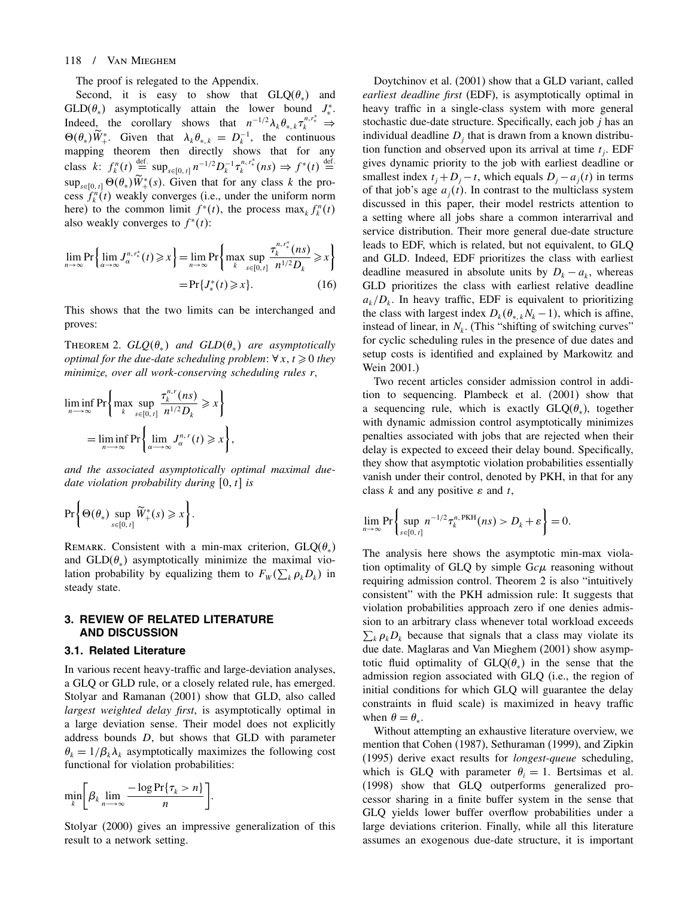The proof is relegated to the Appendix.

Second, it is easy to show that GLQ($\theta_*$) and GLD($\theta_*$) asymptotically attain the lower bound $J_*^*$. Indeed, the corollary shows that $n^{-1/2}\lambda_k \theta_{*,k} \tau_k^{n,r_*^*} \Rightarrow \Theta(\theta_*)\widetilde{W}_+^*$. Given that $\lambda_k \theta_{*,k} = D_k^{-1}$, the continuous mapping theorem then directly shows that for any class $k$: $f_k^n(t) \stackrel{\text{def.}}{=} \sup_{s\in[0,t]} n^{-1/2} D_k^{-1} \tau_k^{n,r_*^*}(ns) \Rightarrow f^*(t) \stackrel{\text{def.}}{=} \sup_{s\in[0,t]} \Theta(\theta_*)\widetilde{W}_+^*(s)$. Given that for any class $k$ the process $f_k^n(t)$ weakly converges (i.e., under the uniform norm here) to the common limit $f^*(t)$, the process $\max_k f_k^n(t)$ also weakly converges to $f^*(t)$:

$$\lim_{n\to\infty} \Pr\left\{\lim_{\alpha\to\infty} J_\alpha^{n,r_*^*}(t) \geqslant x\right\} = \lim_{n\to\infty} \Pr\left\{\max_k \sup_{s\in[0,t]} \frac{\tau_k^{n,r_*^*}(ns)}{n^{1/2}D_k} \geqslant x\right\} = \Pr\{J_*^*(t) \geqslant x\}. \tag{16}$$

This shows that the two limits can be interchanged and proves:

Theorem 2. *GLQ($\theta_*$) and GLD($\theta_*$) are asymptotically optimal for the due-date scheduling problem: $\forall\, x, t \geqslant 0$ they minimize, over all work-conserving scheduling rules $r$,*

$$\liminf_{n\longrightarrow\infty} \Pr\left\{\max_k \sup_{s\in[0,t]} \frac{\tau_k^{n,r}(ns)}{n^{1/2}D_k} \geqslant x\right\} = \liminf_{n\longrightarrow\infty} \Pr\left\{\lim_{\alpha\longrightarrow\infty} J_\alpha^{n,r}(t) \geqslant x\right\},$$

*and the associated asymptotically optimal maximal due-date violation probability during $[0,t]$ is*

$$\Pr\left\{\Theta(\theta_*) \sup_{s\in[0,t]} \widetilde{W}_+^*(s) \geqslant x\right\}.$$

Remark. Consistent with a min-max criterion, GLQ($\theta_*$) and GLD($\theta_*$) asymptotically minimize the maximal violation probability by equalizing them to $F_W(\sum_k \rho_k D_k)$ in steady state.

## 3. REVIEW OF RELATED LITERATURE AND DISCUSSION

### 3.1. Related Literature

In various recent heavy-traffic and large-deviation analyses, a GLQ or GLD rule, or a closely related rule, has emerged. Stolyar and Ramanan (2001) show that GLD, also called *largest weighted delay first*, is asymptotically optimal in a large deviation sense. Their model does not explicitly address bounds $D$, but shows that GLD with parameter $\theta_k = 1/\beta_k\lambda_k$ asymptotically maximizes the following cost functional for violation probabilities:

$$\min_k \left[\beta_k \lim_{n\longrightarrow\infty} \frac{-\log \Pr\{\tau_k > n\}}{n}\right].$$

Stolyar (2000) gives an impressive generalization of this result to a network setting.

Doytchinov et al. (2001) show that a GLD variant, called *earliest deadline first* (EDF), is asymptotically optimal in heavy traffic in a single-class system with more general stochastic due-date structure. Specifically, each job $j$ has an individual deadline $D_j$ that is drawn from a known distribution function and observed upon its arrival at time $t_j$. EDF gives dynamic priority to the job with earliest deadline or smallest index $t_j + D_j - t$, which equals $D_j - a_j(t)$ in terms of that job's age $a_j(t)$. In contrast to the multiclass system discussed in this paper, their model restricts attention to a setting where all jobs share a common interarrival and service distribution. Their more general due-date structure leads to EDF, which is related, but not equivalent, to GLQ and GLD. Indeed, EDF prioritizes the class with earliest deadline measured in absolute units by $D_k - a_k$, whereas GLD prioritizes the class with earliest relative deadline $a_k/D_k$. In heavy traffic, EDF is equivalent to prioritizing the class with largest index $D_k(\theta_{*,k}N_k - 1)$, which is affine, instead of linear, in $N_k$. (This "shifting of switching curves" for cyclic scheduling rules in the presence of due dates and setup costs is identified and explained by Markowitz and Wein 2001.)

Two recent articles consider admission control in addition to sequencing. Plambeck et al. (2001) show that a sequencing rule, which is exactly GLQ($\theta_*$), together with dynamic admission control asymptotically minimizes penalties associated with jobs that are rejected when their delay is expected to exceed their delay bound. Specifically, they show that asymptotic violation probabilities essentially vanish under their control, denoted by PKH, in that for any class $k$ and any positive $\varepsilon$ and $t$,

$$\lim_{n\to\infty} \Pr\left\{\sup_{s\in[0,t]} n^{-1/2}\tau_k^{n,\text{PKH}}(ns) > D_k + \varepsilon\right\} = 0.$$

The analysis here shows the asymptotic min-max violation optimality of GLQ by simple G$c\mu$ reasoning without requiring admission control. Theorem 2 is also "intuitively consistent" with the PKH admission rule: It suggests that violation probabilities approach zero if one denies admission to an arbitrary class whenever total workload exceeds $\sum_k \rho_k D_k$ because that signals that a class may violate its due date. Maglaras and Van Mieghem (2001) show asymptotic fluid optimality of GLQ($\theta_*$) in the sense that the admission region associated with GLQ (i.e., the region of initial conditions for which GLQ will guarantee the delay constraints in fluid scale) is maximized in heavy traffic when $\theta = \theta_*$.

Without attempting an exhaustive literature overview, we mention that Cohen (1987), Sethuraman (1999), and Zipkin (1995) derive exact results for *longest-queue* scheduling, which is GLQ with parameter $\theta_i = 1$. Bertsimas et al. (1998) show that GLQ outperforms generalized processor sharing in a finite buffer system in the sense that GLQ yields lower buffer overflow probabilities under a large deviations criterion. Finally, while all this literature assumes an exogenous due-date structure, it is important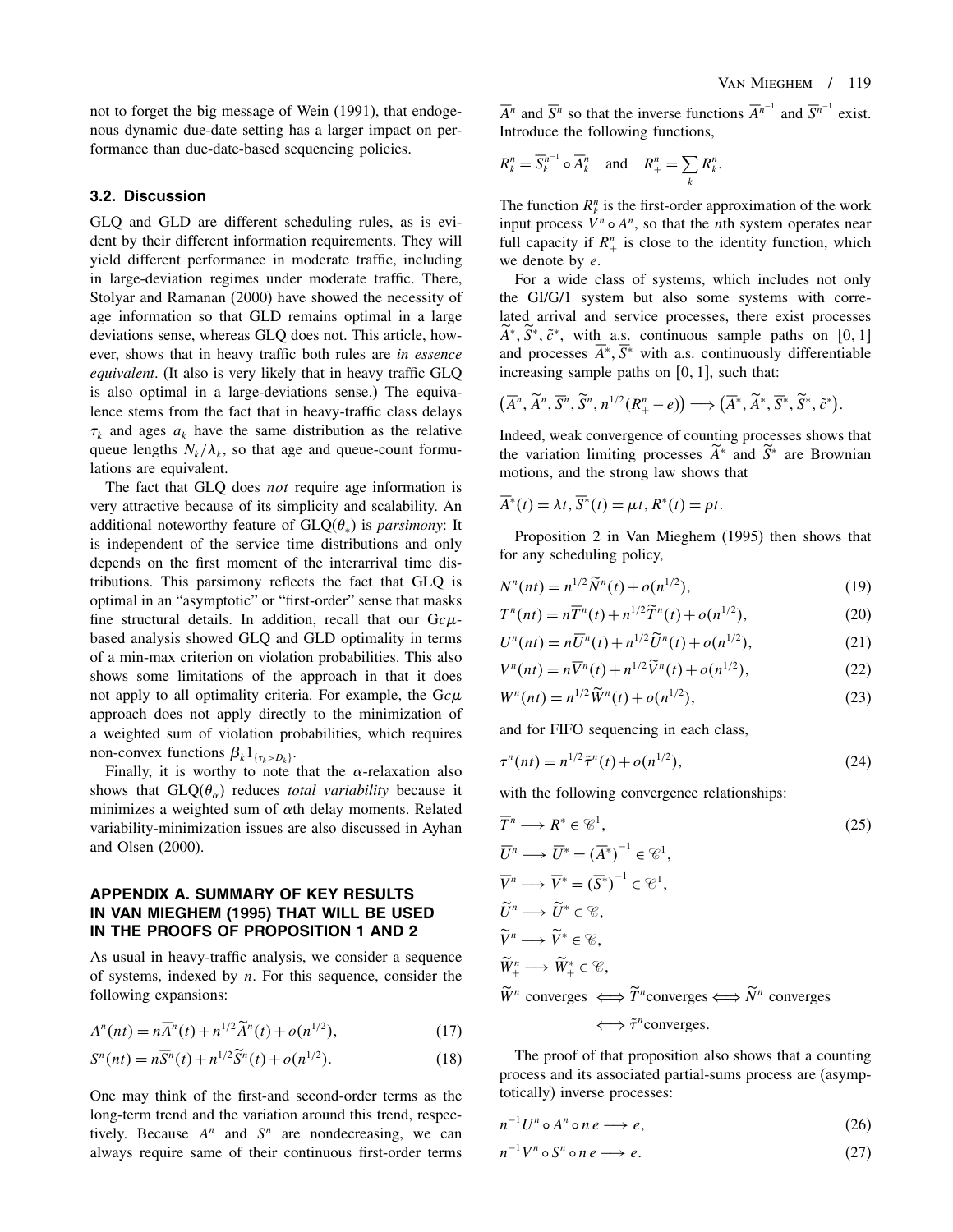not to forget the big message of Wein (1991), that endogenous dynamic due-date setting has a larger impact on performance than due-date-based sequencing policies.

### 3.2. Discussion

GLQ and GLD are different scheduling rules, as is evident by their different information requirements. They will yield different performance in moderate traffic, including in large-deviation regimes under moderate traffic. There, Stolyar and Ramanan (2000) have showed the necessity of age information so that GLD remains optimal in a large deviations sense, whereas GLQ does not. This article, however, shows that in heavy traffic both rules are *in essence equivalent*. (It also is very likely that in heavy traffic GLQ is also optimal in a large-deviations sense.) The equivalence stems from the fact that in heavy-traffic class delays $\tau_k$ and ages $a_k$ have the same distribution as the relative queue lengths $N_k/\lambda_k$, so that age and queue-count formulations are equivalent.

The fact that GLQ does *not* require age information is very attractive because of its simplicity and scalability. An additional noteworthy feature of GLQ($\theta_*$) is *parsimony*: It is independent of the service time distributions and only depends on the first moment of the interarrival time distributions. This parsimony reflects the fact that GLQ is optimal in an "asymptotic" or "first-order" sense that masks fine structural details. In addition, recall that our G$c\mu$-based analysis showed GLQ and GLD optimality in terms of a min-max criterion on violation probabilities. This also shows some limitations of the approach in that it does not apply to all optimality criteria. For example, the G$c\mu$ approach does not apply directly to the minimization of a weighted sum of violation probabilities, which requires non-convex functions $\beta_k 1_{\{\tau_k > D_k\}}$.

Finally, it is worthy to note that the $\alpha$-relaxation also shows that GLQ($\theta_\alpha$) reduces *total variability* because it minimizes a weighted sum of $\alpha$th delay moments. Related variability-minimization issues are also discussed in Ayhan and Olsen (2000).

## APPENDIX A. SUMMARY OF KEY RESULTS IN VAN MIEGHEM (1995) THAT WILL BE USED IN THE PROOFS OF PROPOSITION 1 AND 2

As usual in heavy-traffic analysis, we consider a sequence of systems, indexed by $n$. For this sequence, consider the following expansions:

$$A^n(nt) = n\overline{A}^n(t) + n^{1/2}\widetilde{A}^n(t) + o(n^{1/2}), \tag{17}$$

$$S^n(nt) = n\overline{S}^n(t) + n^{1/2}\widetilde{S}^n(t) + o(n^{1/2}). \tag{18}$$

One may think of the first-and second-order terms as the long-term trend and the variation around this trend, respectively. Because $A^n$ and $S^n$ are nondecreasing, we can always require same of their continuous first-order terms $\overline{A}^n$ and $\overline{S}^n$ so that the inverse functions $\overline{A}^{n^{-1}}$ and $\overline{S}^{n^{-1}}$ exist. Introduce the following functions,

$$R_k^n = \overline{S}_k^{n^{-1}} \circ \overline{A}_k^n \quad \text{and} \quad R_+^n = \sum_k R_k^n.$$

The function $R_k^n$ is the first-order approximation of the work input process $V^n \circ A^n$, so that the $n$th system operates near full capacity if $R_+^n$ is close to the identity function, which we denote by $e$.

For a wide class of systems, which includes not only the GI/G/1 system but also some systems with correlated arrival and service processes, there exist processes $\widetilde{A}^*, \widetilde{S}^*, \tilde{c}^*$, with a.s. continuous sample paths on $[0, 1]$ and processes $\overline{A}^*, \overline{S}^*$ with a.s. continuously differentiable increasing sample paths on $[0, 1]$, such that:

$$\left(\overline{A}^n, \widetilde{A}^n, \overline{S}^n, \widetilde{S}^n, n^{1/2}(R_+^n - e)\right) \Longrightarrow \left(\overline{A}^*, \widetilde{A}^*, \overline{S}^*, \widetilde{S}^*, \tilde{c}^*\right).$$

Indeed, weak convergence of counting processes shows that the variation limiting processes $\widetilde{A}^*$ and $\widetilde{S}^*$ are Brownian motions, and the strong law shows that

$$\overline{A}^*(t) = \lambda t, \overline{S}^*(t) = \mu t, R^*(t) = \rho t.$$

Proposition 2 in Van Mieghem (1995) then shows that for any scheduling policy,

$$N^n(nt) = n^{1/2}\widetilde{N}^n(t) + o(n^{1/2}), \tag{19}$$

$$T^n(nt) = n\overline{T}^n(t) + n^{1/2}\widetilde{T}^n(t) + o(n^{1/2}), \tag{20}$$

$$U^n(nt) = n\overline{U}^n(t) + n^{1/2}\widetilde{U}^n(t) + o(n^{1/2}), \tag{21}$$

$$V^n(nt) = n\overline{V}^n(t) + n^{1/2}\widetilde{V}^n(t) + o(n^{1/2}), \tag{22}$$

$$W^n(nt) = n^{1/2}\widetilde{W}^n(t) + o(n^{1/2}), \tag{23}$$

and for FIFO sequencing in each class,

$$\tau^n(nt) = n^{1/2}\tilde{\tau}^n(t) + o(n^{1/2}), \tag{24}$$

with the following convergence relationships:

$$\begin{aligned}
&\overline{T}^n \longrightarrow R^* \in \mathscr{C}^1, \\
&\overline{U}^n \longrightarrow \overline{U}^* = \left(\overline{A}^*\right)^{-1} \in \mathscr{C}^1, \\
&\overline{V}^n \longrightarrow \overline{V}^* = \left(\overline{S}^*\right)^{-1} \in \mathscr{C}^1, \\
&\widetilde{U}^n \longrightarrow \widetilde{U}^* \in \mathscr{C}, \\
&\widetilde{V}^n \longrightarrow \widetilde{V}^* \in \mathscr{C}, \\
&\widetilde{W}_+^n \longrightarrow \widetilde{W}_+^* \in \mathscr{C}, \\
&\widetilde{W}^n \text{ converges} \iff \widetilde{T}^n \text{converges} \iff \widetilde{N}^n \text{ converges} \\
&\qquad \iff \tilde{\tau}^n \text{converges.}
\end{aligned} \tag{25}$$

The proof of that proposition also shows that a counting process and its associated partial-sums process are (asymptotically) inverse processes:

$$n^{-1}U^n \circ A^n \circ n\, e \longrightarrow e, \tag{26}$$

$$n^{-1}V^n \circ S^n \circ n\, e \longrightarrow e. \tag{27}$$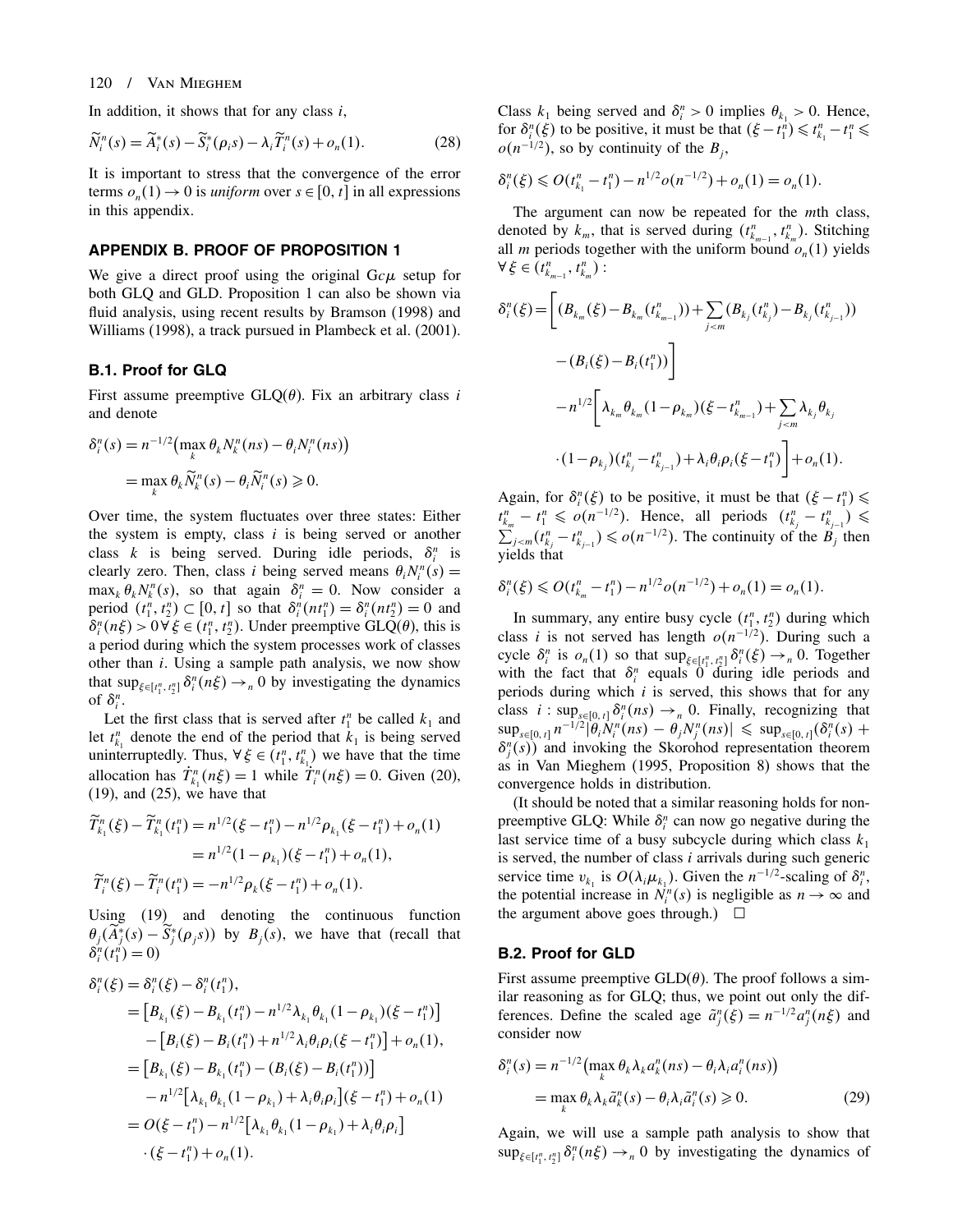In addition, it shows that for any class $i$,

$$\widetilde{N}_i^n(s) = \widetilde{A}_i^*(s) - \widetilde{S}_i^*(\rho_i s) - \lambda_i \widetilde{T}_i^n(s) + o_n(1). \tag{28}$$

It is important to stress that the convergence of the error terms $o_n(1) \to 0$ is *uniform* over $s \in [0, t]$ in all expressions in this appendix.

## APPENDIX B. PROOF OF PROPOSITION 1

We give a direct proof using the original G$c\mu$ setup for both GLQ and GLD. Proposition 1 can also be shown via fluid analysis, using recent results by Bramson (1998) and Williams (1998), a track pursued in Plambeck et al. (2001).

### B.1. Proof for GLQ

First assume preemptive GLQ($\theta$). Fix an arbitrary class $i$ and denote

$$\begin{aligned}\delta_i^n(s) &= n^{-1/2}\big(\max_k \theta_k N_k^n(ns) - \theta_i N_i^n(ns)\big) \\ &= \max_k \theta_k \widetilde{N}_k^n(s) - \theta_i \widetilde{N}_i^n(s) \geqslant 0.\end{aligned}$$

Over time, the system fluctuates over three states: Either the system is empty, class $i$ is being served or another class $k$ is being served. During idle periods, $\delta_i^n$ is clearly zero. Then, class $i$ being served means $\theta_i N_i^n(s) = \max_k \theta_k N_k^n(s)$, so that again $\delta_i^n = 0$. Now consider a period $(t_1^n, t_2^n) \subset [0, t]$ so that $\delta_i^n(nt_1^n) = \delta_i^n(nt_2^n) = 0$ and $\delta_i^n(n\xi) > 0 \,\forall\, \xi \in (t_1^n, t_2^n)$. Under preemptive GLQ($\theta$), this is a period during which the system processes work of classes other than $i$. Using a sample path analysis, we now show that $\sup_{\xi \in [t_1^n, t_2^n]} \delta_i^n(n\xi) \to_n 0$ by investigating the dynamics of $\delta_i^n$.

Let the first class that is served after $t_1^n$ be called $k_1$ and let $t_{k_1}^n$ denote the end of the period that $k_1$ is being served uninterruptedly. Thus, $\forall\, \xi \in (t_1^n, t_{k_1}^n)$ we have that the time allocation has $\dot{T}_{k_1}^n(n\xi) = 1$ while $\dot{T}_i^n(n\xi) = 0$. Given (20), (19), and (25), we have that

$$\begin{aligned}\widetilde{T}_{k_1}^n(\xi) - \widetilde{T}_{k_1}^n(t_1^n) &= n^{1/2}(\xi - t_1^n) - n^{1/2}\rho_{k_1}(\xi - t_1^n) + o_n(1) \\ &= n^{1/2}(1 - \rho_{k_1})(\xi - t_1^n) + o_n(1), \\ \widetilde{T}_i^n(\xi) - \widetilde{T}_i^n(t_1^n) &= -n^{1/2}\rho_k(\xi - t_1^n) + o_n(1).\end{aligned}$$

Using (19) and denoting the continuous function $\theta_j(\widetilde{A}_j^*(s) - \widetilde{S}_j^*(\rho_j s))$ by $B_j(s)$, we have that (recall that $\delta_i^n(t_1^n) = 0$)

$$\begin{aligned}\delta_i^n(\xi) &= \delta_i^n(\xi) - \delta_i^n(t_1^n), \\ &= \big[B_{k_1}(\xi) - B_{k_1}(t_1^n) - n^{1/2}\lambda_{k_1}\theta_{k_1}(1-\rho_{k_1})(\xi - t_1^n)\big] \\ &\quad - \big[B_i(\xi) - B_i(t_1^n) + n^{1/2}\lambda_i\theta_i\rho_i(\xi - t_1^n)\big] + o_n(1), \\ &= \big[B_{k_1}(\xi) - B_{k_1}(t_1^n) - (B_i(\xi) - B_i(t_1^n))\big] \\ &\quad - n^{1/2}\big[\lambda_{k_1}\theta_{k_1}(1-\rho_{k_1}) + \lambda_i\theta_i\rho_i\big](\xi - t_1^n) + o_n(1) \\ &= O(\xi - t_1^n) - n^{1/2}\big[\lambda_{k_1}\theta_{k_1}(1-\rho_{k_1}) + \lambda_i\theta_i\rho_i\big] \\ &\quad \cdot (\xi - t_1^n) + o_n(1).\end{aligned}$$

Class $k_1$ being served and $\delta_i^n > 0$ implies $\theta_{k_1} > 0$. Hence, for $\delta_i^n(\xi)$ to be positive, it must be that $(\xi - t_1^n) \leqslant t_{k_1}^n - t_1^n \leqslant o(n^{-1/2})$, so by continuity of the $B_j$,

$$\delta_i^n(\xi) \leqslant O(t_{k_1}^n - t_1^n) - n^{1/2}o(n^{-1/2}) + o_n(1) = o_n(1).$$

The argument can now be repeated for the $m$th class, denoted by $k_m$, that is served during $(t_{k_{m-1}}^n, t_{k_m}^n)$. Stitching all $m$ periods together with the uniform bound $o_n(1)$ yields $\forall\, \xi \in (t_{k_{m-1}}^n, t_{k_m}^n)$:

$$\begin{aligned}\delta_i^n(\xi) &= \bigg[(B_{k_m}(\xi) - B_{k_m}(t_{k_{m-1}}^n)) + \sum_{j<m}(B_{k_j}(t_{k_j}^n) - B_{k_j}(t_{k_{j-1}}^n)) \\ &\quad - (B_i(\xi) - B_i(t_1^n))\bigg] \\ &\quad - n^{1/2}\bigg[\lambda_{k_m}\theta_{k_m}(1-\rho_{k_m})(\xi - t_{k_{m-1}}^n) + \sum_{j<m}\lambda_{k_j}\theta_{k_j} \\ &\quad \cdot (1-\rho_{k_j})(t_{k_j}^n - t_{k_{j-1}}^n) + \lambda_i\theta_i\rho_i(\xi - t_1^n)\bigg] + o_n(1).\end{aligned}$$

Again, for $\delta_i^n(\xi)$ to be positive, it must be that $(\xi - t_1^n) \leqslant t_{k_m}^n - t_1^n \leqslant o(n^{-1/2})$. Hence, all periods $(t_{k_j}^n - t_{k_{j-1}}^n) \leqslant \sum_{j<m}(t_{k_j}^n - t_{k_{j-1}}^n) \leqslant o(n^{-1/2})$. The continuity of the $B_j$ then yields that

$$\delta_i^n(\xi) \leqslant O(t_{k_m}^n - t_1^n) - n^{1/2}o(n^{-1/2}) + o_n(1) = o_n(1).$$

In summary, any entire busy cycle $(t_1^n, t_2^n)$ during which class $i$ is not served has length $o(n^{-1/2})$. During such a cycle $\delta_i^n$ is $o_n(1)$ so that $\sup_{\xi \in [t_1^n, t_2^n]} \delta_i^n(\xi) \to_n 0$. Together with the fact that $\delta_i^n$ equals 0 during idle periods and periods during which $i$ is served, this shows that for any class $i$ : $\sup_{s \in [0,t]} \delta_i^n(ns) \to_n 0$. Finally, recognizing that $\sup_{s \in [0,t]} n^{-1/2}|\theta_i N_i^n(ns) - \theta_j N_j^n(ns)| \leqslant \sup_{s \in [0,t]}(\delta_i^n(s) + \delta_j^n(s))$ and invoking the Skorohod representation theorem as in Van Mieghem (1995, Proposition 8) shows that the convergence holds in distribution.

(It should be noted that a similar reasoning holds for non-preemptive GLQ: While $\delta_i^n$ can now go negative during the last service time of a busy subcycle during which class $k_1$ is served, the number of class $i$ arrivals during such generic service time $v_{k_1}$ is $O(\lambda_i \mu_{k_1})$. Given the $n^{-1/2}$-scaling of $\delta_i^n$, the potential increase in $N_i^n(s)$ is negligible as $n \to \infty$ and the argument above goes through.) $\square$

### B.2. Proof for GLD

First assume preemptive GLD($\theta$). The proof follows a similar reasoning as for GLQ; thus, we point out only the differences. Define the scaled age $\tilde{a}_j^n(\xi) = n^{-1/2}a_j^n(n\xi)$ and consider now

$$\begin{aligned}\delta_i^n(s) &= n^{-1/2}\big(\max_k \theta_k\lambda_k a_k^n(ns) - \theta_i\lambda_i a_i^n(ns)\big) \\ &= \max_k \theta_k\lambda_k\tilde{a}_k^n(s) - \theta_i\lambda_i\tilde{a}_i^n(s) \geqslant 0.\end{aligned} \tag{29}$$

Again, we will use a sample path analysis to show that $\sup_{\xi \in [t_1^n, t_2^n]} \delta_i^n(n\xi) \to_n 0$ by investigating the dynamics of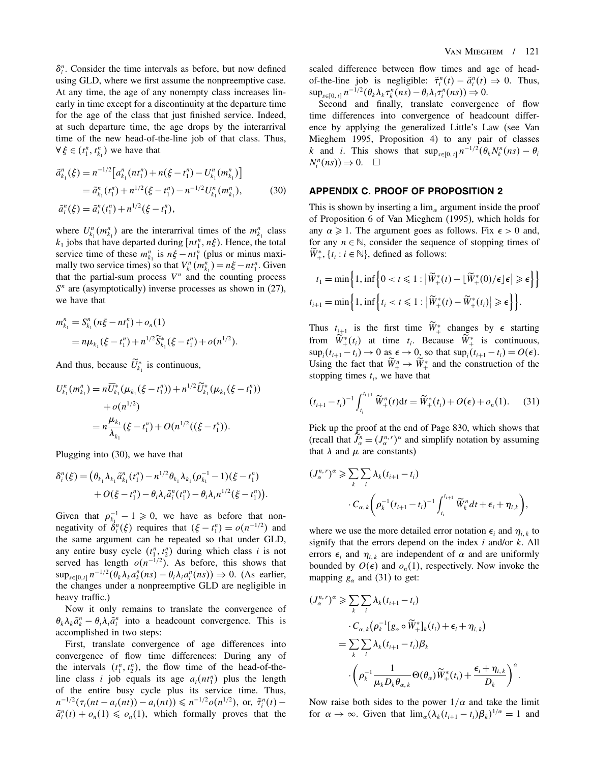$\delta_i^n$. Consider the time intervals as before, but now defined using GLD, where we first assume the nonpreemptive case. At any time, the age of any nonempty class increases linearly in time except for a discontinuity at the departure time for the age of the class that just finished service. Indeed, at such departure time, the age drops by the interarrival time of the new head-of-the-line job of that class. Thus, $\forall\, \xi \in (t_1^n, t_{k_1}^n)$ we have that

$$
\begin{aligned}
\tilde{a}_{k_1}^n(\xi) &= n^{-1/2}\left[a_{k_1}^n(nt_1^n) + n(\xi - t_1^n) - U_{k_1}^n(m_{k_1}^n)\right] \\
&= \tilde{a}_{k_1}^n(t_1^n) + n^{1/2}(\xi - t_1^n) - n^{-1/2}U_{k_1}^n(m_{k_1}^n), \qquad (30) \\
\tilde{a}_i^n(\xi) &= \tilde{a}_i^n(t_1^n) + n^{1/2}(\xi - t_1^n),
\end{aligned}
$$

where $U_{k_1}^n(m_{k_1}^n)$ are the interarrival times of the $m_{k_1}^n$ class $k_1$ jobs that have departed during $[nt_1^n, n\xi)$. Hence, the total service time of these $m_{k_1}^n$ is $n\xi - nt_1^n$ (plus or minus maximally two service times) so that $V_{k_1}^n(m_{k_1}^n) = n\xi - nt_1^n$. Given that the partial-sum process $V^n$ and the counting process $S^n$ are (asymptotically) inverse processes as shown in (27), we have that

$$
\begin{aligned}
m_{k_1}^n &= S_{k_1}^n(n\xi - nt_1^n) + o_n(1) \\
&= n\mu_{k_1}(\xi - t_1^n) + n^{1/2}\widetilde{S}_{k_1}^*(\xi - t_1^n) + o(n^{1/2}).
\end{aligned}
$$

And thus, because $\widetilde{U}_{k_1}^*$ is continuous,

$$
\begin{aligned}
U_{k_1}^n(m_{k_1}^n) &= n\overline{U}_{k_1}^*(\mu_{k_1}(\xi - t_1^n)) + n^{1/2}\widetilde{U}_{k_1}^*(\mu_{k_1}(\xi - t_1^n)) \\
&\quad + o(n^{1/2}) \\
&= n\frac{\mu_{k_1}}{\lambda_{k_1}}(\xi - t_1^n) + O(n^{1/2}((\xi - t_1^n)).
\end{aligned}
$$

Plugging into (30), we have that

$$
\begin{aligned}
\delta_i^n(\xi) &= \big(\theta_{k_1}\lambda_{k_1}\tilde{a}_{k_1}^n(t_1^n) - n^{1/2}\theta_{k_1}\lambda_{k_1}(\rho_{k_1}^{-1} - 1)(\xi - t_1^n) \\
&\quad + O(\xi - t_1^n) - \theta_i\lambda_i\tilde{a}_i^n(t_1^n) - \theta_i\lambda_i n^{1/2}(\xi - t_1^n)\big).
\end{aligned}
$$

Given that $\rho_{k_1}^{-1} - 1 \geqslant 0$, we have as before that nonnegativity of $\delta_i^n(\xi)$ requires that $(\xi - t_1^n) = o(n^{-1/2})$ and the same argument can be repeated so that under GLD, any entire busy cycle $(t_1^n, t_2^n)$ during which class $i$ is not served has length $o(n^{-1/2})$. As before, this shows that $\sup_{s\in[0,t]} n^{-1/2}(\theta_k\lambda_k a_k^n(ns) - \theta_i\lambda_i a_i^n(ns)) \Rightarrow 0$. (As earlier, the changes under a nonpreemptive GLD are negligible in heavy traffic.)

Now it only remains to translate the convergence of $\theta_k\lambda_k\tilde{a}_k^n - \theta_i\lambda_i\tilde{a}_i^n$ into a headcount convergence. This is accomplished in two steps:

First, translate convergence of age differences into convergence of flow time differences: During any of the intervals $(t_1^n, t_2^n)$, the flow time of the head-of-the-line class $i$ job equals its age $a_i(nt_1^n)$ plus the length of the entire busy cycle plus its service time. Thus, $n^{-1/2}(\tau_i(nt - a_i(nt)) - a_i(nt)) \leqslant n^{-1/2}o(n^{1/2})$, or, $\tilde{\tau}_i^n(t) - \tilde{a}_i^n(t) + o_n(1) \leqslant o_n(1)$, which formally proves that the scaled difference between flow times and age of head-of-the-line job is negligible: $\tilde{\tau}_i^n(t) - \tilde{a}_i^n(t) \Rightarrow 0$. Thus, $\sup_{s\in[0,t]} n^{-1/2}(\theta_k\lambda_k\tau_k^n(ns) - \theta_i\lambda_i\tau_i^n(ns)) \Rightarrow 0$.

Second and finally, translate convergence of flow time differences into convergence of headcount difference by applying the generalized Little's Law (see Van Mieghem 1995, Proposition 4) to any pair of classes $k$ and $i$. This shows that $\sup_{s\in[0,t]} n^{-1/2}(\theta_k N_k^n(ns) - \theta_i N_i^n(ns)) \Rightarrow 0$. $\square$

## APPENDIX C. PROOF OF PROPOSITION 2

This is shown by inserting a $\lim_\alpha$ argument inside the proof of Proposition 6 of Van Mieghem (1995), which holds for any $\alpha \geqslant 1$. The argument goes as follows. Fix $\epsilon > 0$ and, for any $n \in \mathbb{N}$, consider the sequence of stopping times of $\widetilde{W}_+^*$, $\{t_i : i \in \mathbb{N}\}$, defined as follows:

$$
\begin{aligned}
t_1 &= \min\left\{1, \inf\left\{0 < t \leqslant 1 : \left|\widetilde{W}_+^*(t) - \lfloor \widetilde{W}_+^*(0)/\epsilon \rfloor \epsilon\right| \geqslant \epsilon\right\}\right\} \\
t_{i+1} &= \min\left\{1, \inf\left\{t_i < t \leqslant 1 : \left|\widetilde{W}_+^*(t) - \widetilde{W}_+^*(t_i)\right| \geqslant \epsilon\right\}\right\}.
\end{aligned}
$$

Thus $t_{i+1}$ is the first time $\widetilde{W}_+^*$ changes by $\epsilon$ starting from $\widetilde{W}_+^*(t_i)$ at time $t_i$. Because $\widetilde{W}_+^*$ is continuous, $\sup_i(t_{i+1} - t_i) \to 0$ as $\epsilon \to 0$, so that $\sup_i(t_{i+1} - t_i) = O(\epsilon)$. Using the fact that $\widetilde{W}_+^n \to \widetilde{W}_+^*$ and the construction of the stopping times $t_i$, we have that

$$
(t_{i+1} - t_i)^{-1}\int_{t_i}^{t_{i+1}} \widetilde{W}_+^n(t)\mathrm{d}t = \widetilde{W}_+^*(t_i) + O(\epsilon) + o_n(1). \qquad (31)
$$

Pick up the proof at the end of Page 830, which shows that (recall that $\widetilde{J}_\alpha^n = (J_\alpha^{n,r})^\alpha$ and simplify notation by assuming that $\lambda$ and $\mu$ are constants)

$$
\begin{aligned}
(J_\alpha^{n,r})^\alpha &\geqslant \sum_k\sum_i \lambda_k(t_{i+1} - t_i) \\
&\quad \cdot C_{\alpha,k}\left(\rho_k^{-1}(t_{i+1} - t_i)^{-1}\int_{t_i}^{t_{i+1}} \widetilde{W}_k^n dt + \epsilon_i + \eta_{i,k}\right),
\end{aligned}
$$

where we use the more detailed error notation $\epsilon_i$ and $\eta_{i,k}$ to signify that the errors depend on the index $i$ and/or $k$. All errors $\epsilon_i$ and $\eta_{i,k}$ are independent of $\alpha$ and are uniformly bounded by $O(\epsilon)$ and $o_n(1)$, respectively. Now invoke the mapping $g_\alpha$ and (31) to get:

$$
\begin{aligned}
(J_\alpha^{n,r})^\alpha &\geqslant \sum_k\sum_i \lambda_k(t_{i+1} - t_i) \\
&\quad \cdot C_{\alpha,k}\left(\rho_k^{-1}[g_\alpha \circ \widetilde{W}_+^*]_k(t_i) + \epsilon_i + \eta_{i,k}\right) \\
&= \sum_k\sum_i \lambda_k(t_{i+1} - t_i)\beta_k \\
&\quad \cdot \left(\rho_k^{-1}\frac{1}{\mu_k D_k \theta_{\alpha,k}}\Theta(\theta_\alpha)\widetilde{W}_+^*(t_i) + \frac{\epsilon_i + \eta_{i,k}}{D_k}\right)^\alpha.
\end{aligned}
$$

Now raise both sides to the power $1/\alpha$ and take the limit for $\alpha \to \infty$. Given that $\lim_\alpha(\lambda_k(t_{i+1} - t_i)\beta_k)^{1/\alpha} = 1$ and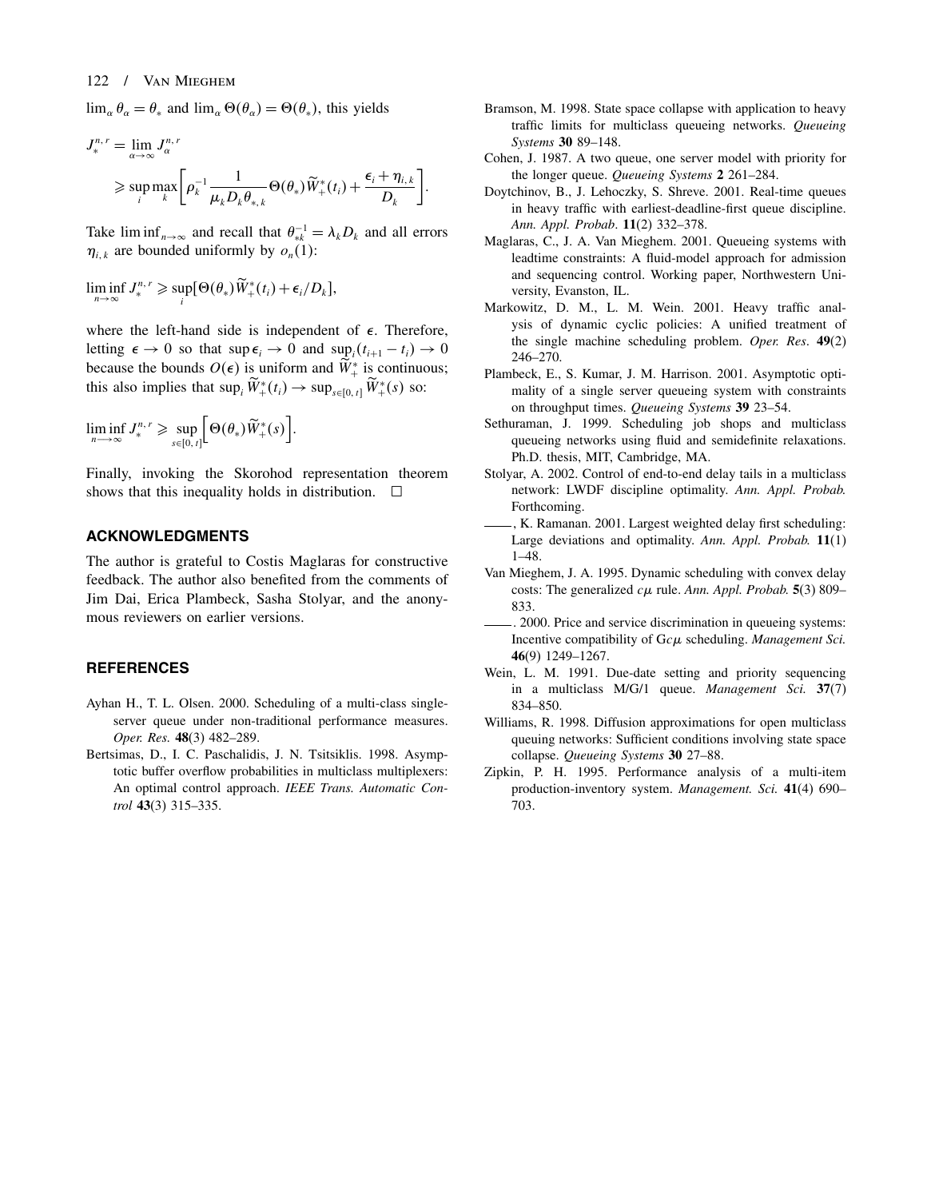$\lim_\alpha \theta_\alpha = \theta_*$ and $\lim_\alpha \Theta(\theta_\alpha) = \Theta(\theta_*)$, this yields

$$J_*^{n,r} = \lim_{\alpha\to\infty} J_\alpha^{n,r} \geqslant \sup_i \max_k \left[ \rho_k^{-1} \frac{1}{\mu_k D_k \theta_{*,k}} \Theta(\theta_*) \widetilde{W}_+^*(t_i) + \frac{\epsilon_i + \eta_{i,k}}{D_k} \right].$$

Take $\liminf_{n\to\infty}$ and recall that $\theta_{*k}^{-1} = \lambda_k D_k$ and all errors $\eta_{i,k}$ are bounded uniformly by $o_n(1)$:

$$\liminf_{n\to\infty} J_*^{n,r} \geqslant \sup_i [\Theta(\theta_*) \widetilde{W}_+^*(t_i) + \epsilon_i / D_k],$$

where the left-hand side is independent of $\epsilon$. Therefore, letting $\epsilon \to 0$ so that $\sup \epsilon_i \to 0$ and $\sup_i (t_{i+1} - t_i) \to 0$ because the bounds $O(\epsilon)$ is uniform and $\widetilde{W}_+^*$ is continuous; this also implies that $\sup_i \widetilde{W}_+^*(t_i) \to \sup_{s\in[0,t]} \widetilde{W}_+^*(s)$ so:

$$\liminf_{n\longrightarrow\infty} J_*^{n,r} \geqslant \sup_{s\in[0,t]} \left[ \Theta(\theta_*) \widetilde{W}_+^*(s) \right].$$

Finally, invoking the Skorohod representation theorem shows that this inequality holds in distribution. □

## ACKNOWLEDGMENTS

The author is grateful to Costis Maglaras for constructive feedback. The author also benefited from the comments of Jim Dai, Erica Plambeck, Sasha Stolyar, and the anonymous reviewers on earlier versions.

## REFERENCES

Ayhan H., T. L. Olsen. 2000. Scheduling of a multi-class single-server queue under non-traditional performance measures. *Oper. Res.* **48**(3) 482–289.

Bertsimas, D., I. C. Paschalidis, J. N. Tsitsiklis. 1998. Asymptotic buffer overflow probabilities in multiclass multiplexers: An optimal control approach. *IEEE Trans. Automatic Control* **43**(3) 315–335.

Bramson, M. 1998. State space collapse with application to heavy traffic limits for multiclass queueing networks. *Queueing Systems* **30** 89–148.

Cohen, J. 1987. A two queue, one server model with priority for the longer queue. *Queueing Systems* **2** 261–284.

Doytchinov, B., J. Lehoczky, S. Shreve. 2001. Real-time queues in heavy traffic with earliest-deadline-first queue discipline. *Ann. Appl. Probab*. **11**(2) 332–378.

Maglaras, C., J. A. Van Mieghem. 2001. Queueing systems with leadtime constraints: A fluid-model approach for admission and sequencing control. Working paper, Northwestern University, Evanston, IL.

Markowitz, D. M., L. M. Wein. 2001. Heavy traffic analysis of dynamic cyclic policies: A unified treatment of the single machine scheduling problem. *Oper. Res*. **49**(2) 246–270.

Plambeck, E., S. Kumar, J. M. Harrison. 2001. Asymptotic optimality of a single server queueing system with constraints on throughput times. *Queueing Systems* **39** 23–54.

Sethuraman, J. 1999. Scheduling job shops and multiclass queueing networks using fluid and semidefinite relaxations. Ph.D. thesis, MIT, Cambridge, MA.

Stolyar, A. 2002. Control of end-to-end delay tails in a multiclass network: LWDF discipline optimality. *Ann. Appl. Probab.* Forthcoming.

——, K. Ramanan. 2001. Largest weighted delay first scheduling: Large deviations and optimality. *Ann. Appl. Probab.* **11**(1) 1–48.

Van Mieghem, J. A. 1995. Dynamic scheduling with convex delay costs: The generalized $c\mu$ rule. *Ann. Appl. Probab.* **5**(3) 809–833.

——. 2000. Price and service discrimination in queueing systems: Incentive compatibility of G$c\mu$ scheduling. *Management Sci.* **46**(9) 1249–1267.

Wein, L. M. 1991. Due-date setting and priority sequencing in a multiclass M/G/1 queue. *Management Sci.* **37**(7) 834–850.

Williams, R. 1998. Diffusion approximations for open multiclass queuing networks: Sufficient conditions involving state space collapse. *Queueing Systems* **30** 27–88.

Zipkin, P. H. 1995. Performance analysis of a multi-item production-inventory system. *Management. Sci.* **41**(4) 690–703.